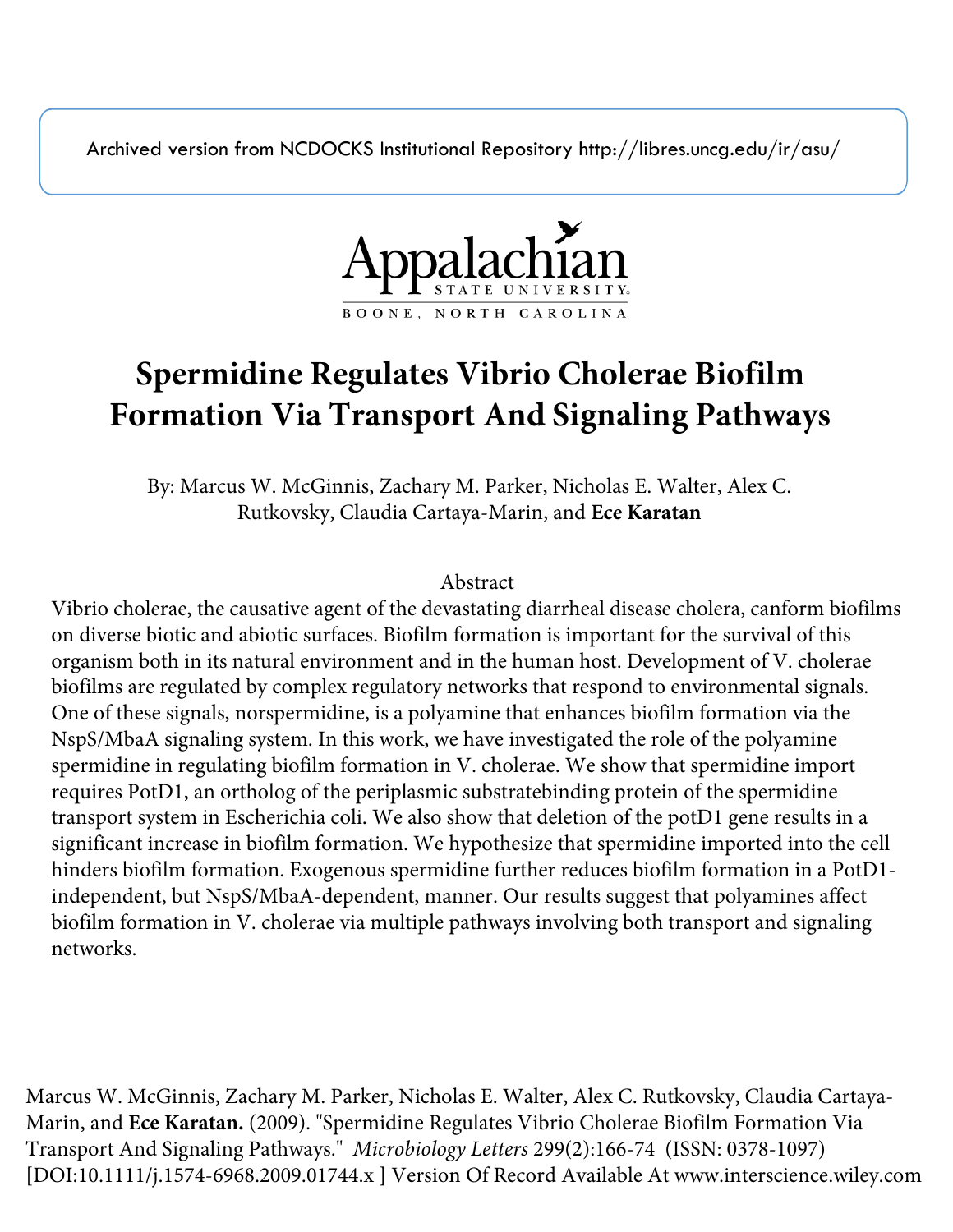Archived version from NCDOCKS Institutional Repository http://libres.uncg.edu/ir/asu/

Appalachian State University
BOONE, NORTH CAROLINA

# Spermidine Regulates Vibrio Cholerae Biofilm Formation Via Transport And Signaling Pathways

By: Marcus W. McGinnis, Zachary M. Parker, Nicholas E. Walter, Alex C. Rutkovsky, Claudia Cartaya-Marin, and **Ece Karatan**

## Abstract

Vibrio cholerae, the causative agent of the devastating diarrheal disease cholera, canform biofilms on diverse biotic and abiotic surfaces. Biofilm formation is important for the survival of this organism both in its natural environment and in the human host. Development of V. cholerae biofilms are regulated by complex regulatory networks that respond to environmental signals. One of these signals, norspermidine, is a polyamine that enhances biofilm formation via the NspS/MbaA signaling system. In this work, we have investigated the role of the polyamine spermidine in regulating biofilm formation in V. cholerae. We show that spermidine import requires PotD1, an ortholog of the periplasmic substratebinding protein of the spermidine transport system in Escherichia coli. We also show that deletion of the potD1 gene results in a significant increase in biofilm formation. We hypothesize that spermidine imported into the cell hinders biofilm formation. Exogenous spermidine further reduces biofilm formation in a PotD1-independent, but NspS/MbaA-dependent, manner. Our results suggest that polyamines affect biofilm formation in V. cholerae via multiple pathways involving both transport and signaling networks.

Marcus W. McGinnis, Zachary M. Parker, Nicholas E. Walter, Alex C. Rutkovsky, Claudia Cartaya-Marin, and **Ece Karatan.** (2009). "Spermidine Regulates Vibrio Cholerae Biofilm Formation Via Transport And Signaling Pathways." *Microbiology Letters* 299(2):166-74 (ISSN: 0378-1097) [DOI:10.1111/j.1574-6968.2009.01744.x ] Version Of Record Available At www.interscience.wiley.com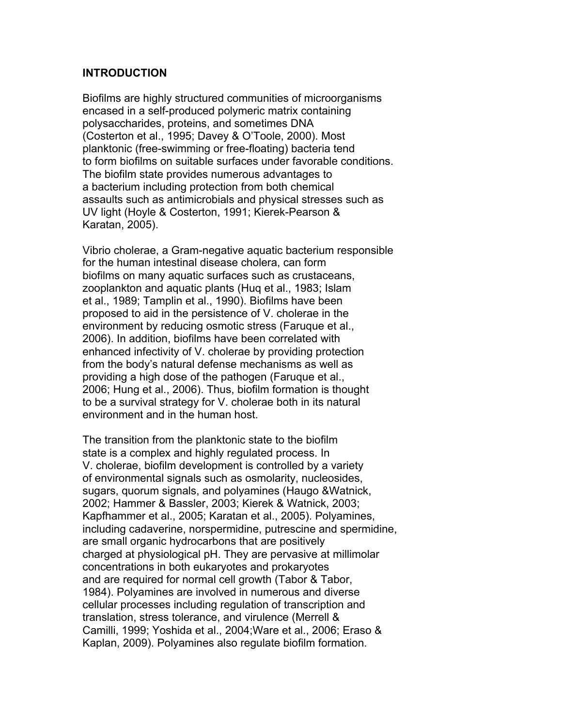## INTRODUCTION

Biofilms are highly structured communities of microorganisms encased in a self-produced polymeric matrix containing polysaccharides, proteins, and sometimes DNA (Costerton et al., 1995; Davey & O'Toole, 2000). Most planktonic (free-swimming or free-floating) bacteria tend to form biofilms on suitable surfaces under favorable conditions. The biofilm state provides numerous advantages to a bacterium including protection from both chemical assaults such as antimicrobials and physical stresses such as UV light (Hoyle & Costerton, 1991; Kierek-Pearson & Karatan, 2005).

Vibrio cholerae, a Gram-negative aquatic bacterium responsible for the human intestinal disease cholera, can form biofilms on many aquatic surfaces such as crustaceans, zooplankton and aquatic plants (Huq et al., 1983; Islam et al., 1989; Tamplin et al., 1990). Biofilms have been proposed to aid in the persistence of V. cholerae in the environment by reducing osmotic stress (Faruque et al., 2006). In addition, biofilms have been correlated with enhanced infectivity of V. cholerae by providing protection from the body's natural defense mechanisms as well as providing a high dose of the pathogen (Faruque et al., 2006; Hung et al., 2006). Thus, biofilm formation is thought to be a survival strategy for V. cholerae both in its natural environment and in the human host.

The transition from the planktonic state to the biofilm state is a complex and highly regulated process. In V. cholerae, biofilm development is controlled by a variety of environmental signals such as osmolarity, nucleosides, sugars, quorum signals, and polyamines (Haugo &Watnick, 2002; Hammer & Bassler, 2003; Kierek & Watnick, 2003; Kapfhammer et al., 2005; Karatan et al., 2005). Polyamines, including cadaverine, norspermidine, putrescine and spermidine, are small organic hydrocarbons that are positively charged at physiological pH. They are pervasive at millimolar concentrations in both eukaryotes and prokaryotes and are required for normal cell growth (Tabor & Tabor, 1984). Polyamines are involved in numerous and diverse cellular processes including regulation of transcription and translation, stress tolerance, and virulence (Merrell & Camilli, 1999; Yoshida et al., 2004;Ware et al., 2006; Eraso & Kaplan, 2009). Polyamines also regulate biofilm formation.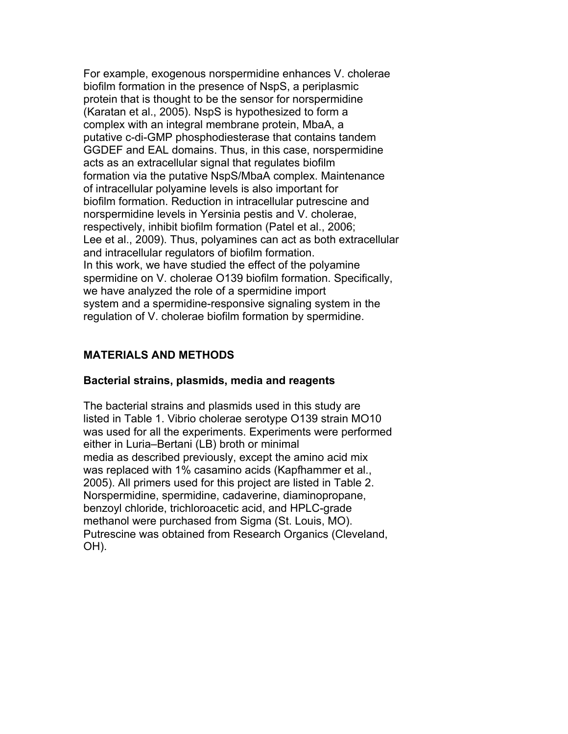For example, exogenous norspermidine enhances V. cholerae biofilm formation in the presence of NspS, a periplasmic protein that is thought to be the sensor for norspermidine (Karatan et al., 2005). NspS is hypothesized to form a complex with an integral membrane protein, MbaA, a putative c-di-GMP phosphodiesterase that contains tandem GGDEF and EAL domains. Thus, in this case, norspermidine acts as an extracellular signal that regulates biofilm formation via the putative NspS/MbaA complex. Maintenance of intracellular polyamine levels is also important for biofilm formation. Reduction in intracellular putrescine and norspermidine levels in Yersinia pestis and V. cholerae, respectively, inhibit biofilm formation (Patel et al., 2006; Lee et al., 2009). Thus, polyamines can act as both extracellular and intracellular regulators of biofilm formation.

In this work, we have studied the effect of the polyamine spermidine on V. cholerae O139 biofilm formation. Specifically, we have analyzed the role of a spermidine import system and a spermidine-responsive signaling system in the regulation of V. cholerae biofilm formation by spermidine.

## MATERIALS AND METHODS

### Bacterial strains, plasmids, media and reagents

The bacterial strains and plasmids used in this study are listed in Table 1. Vibrio cholerae serotype O139 strain MO10 was used for all the experiments. Experiments were performed either in Luria–Bertani (LB) broth or minimal media as described previously, except the amino acid mix was replaced with 1% casamino acids (Kapfhammer et al., 2005). All primers used for this project are listed in Table 2. Norspermidine, spermidine, cadaverine, diaminopropane, benzoyl chloride, trichloroacetic acid, and HPLC-grade methanol were purchased from Sigma (St. Louis, MO). Putrescine was obtained from Research Organics (Cleveland, OH).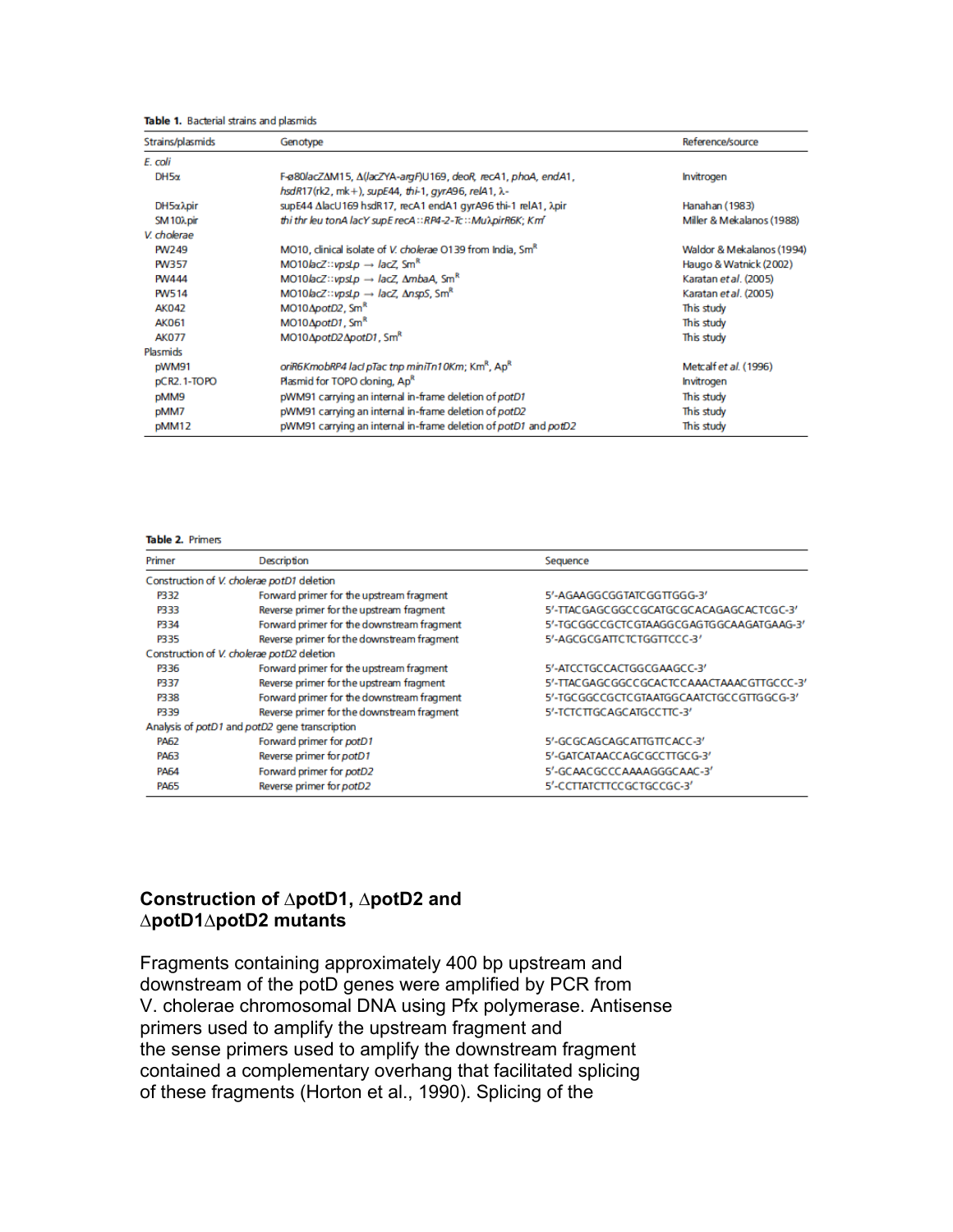**Table 1.** Bacterial strains and plasmids

| Strains/plasmids | Genotype | Reference/source |
|---|---|---|
| *E. coli* | | |
| DH5α | F-φ80*lacZ*ΔM15, Δ(*lacZYA-argF*)U169, *deoR*, *recA*1, *phoA*, *endA*1, *hsdR*17(rk2, mk+), *supE*44, *thi*-1, *gyrA*96, *relA*1, λ- | Invitrogen |
| DH5αλpir | supE44 ΔlacU169 hsdR17, recA1 endA1 gyrA96 thi-1 relA1, λpir | Hanahan (1983) |
| SM10λpir | *thi thr leu tonA lacY supE recA*::*RP4-2-Tc*::*Mu*λ*pirR6K*; *Km*ʳ | Miller & Mekalanos (1988) |
| *V. cholerae* | | |
| PW249 | MO10, clinical isolate of *V. cholerae* O139 from India, Smᴿ | Waldor & Mekalanos (1994) |
| PW357 | MO10*lacZ*::*vpsLp* → *lacZ*, Smᴿ | Haugo & Watnick (2002) |
| PW444 | MO10*lacZ*::*vpsLp* → *lacZ*, Δ*mbaA*, Smᴿ | Karatan *et al.* (2005) |
| PW514 | MO10*lacZ*::*vpsLp* → *lacZ*, Δ*nspS*, Smᴿ | Karatan *et al.* (2005) |
| AK042 | MO10Δ*potD2*, Smᴿ | This study |
| AK061 | MO10Δ*potD1*, Smᴿ | This study |
| AK077 | MO10Δ*potD2*Δ*potD1*, Smᴿ | This study |
| Plasmids | | |
| pWM91 | *oriR6KmobRP4 lacI pTac tnp miniTn10Km*; Kmᴿ, Apᴿ | Metcalf *et al.* (1996) |
| pCR2.1-TOPO | Plasmid for TOPO cloning, Apᴿ | Invitrogen |
| pMM9 | pWM91 carrying an internal in-frame deletion of *potD1* | This study |
| pMM7 | pWM91 carrying an internal in-frame deletion of *potD2* | This study |
| pMM12 | pWM91 carrying an internal in-frame deletion of *potD1* and *potD2* | This study |

**Table 2.** Primers

| Primer | Description | Sequence |
|---|---|---|
| Construction of *V. cholerae potD1* deletion | | |
| P332 | Forward primer for the upstream fragment | 5′-AGAAGGCGGTATCGGTTGGG-3′ |
| P333 | Reverse primer for the upstream fragment | 5′-TTACGAGCGGCCGCATGCGCACAGAGCACTCGC-3′ |
| P334 | Forward primer for the downstream fragment | 5′-TGCGGCCGCTCGTAAGGCGAGTGGCAAGATGAAG-3′ |
| P335 | Reverse primer for the downstream fragment | 5′-AGCGCGATTCTCTGGTTCCC-3′ |
| Construction of *V. cholerae potD2* deletion | | |
| P336 | Forward primer for the upstream fragment | 5′-ATCCTGCCACTGGCGAAGCC-3′ |
| P337 | Reverse primer for the upstream fragment | 5′-TTACGAGCGGCCGCACTCCAAACTAAACGTTGCCC-3′ |
| P338 | Forward primer for the downstream fragment | 5′-TGCGGCCGCTCGTAATGGCAATCTGCCGTTGGCG-3′ |
| P339 | Reverse primer for the downstream fragment | 5′-TCTCTTGCAGCATGCCTTC-3′ |
| Analysis of *potD1* and *potD2* gene transcription | | |
| PA62 | Forward primer for *potD1* | 5′-GCGCAGCAGCATTGTTCACC-3′ |
| PA63 | Reverse primer for *potD1* | 5′-GATCATAACCAGCGCCTTGCG-3′ |
| PA64 | Forward primer for *potD2* | 5′-GCAACGCCCAAAAGGGCAAC-3′ |
| PA65 | Reverse primer for *potD2* | 5′-CCTTATCTTCCGCTGCCGC-3′ |

## Construction of ∆potD1, ∆potD2 and ∆potD1∆potD2 mutants

Fragments containing approximately 400 bp upstream and downstream of the potD genes were amplified by PCR from V. cholerae chromosomal DNA using Pfx polymerase. Antisense primers used to amplify the upstream fragment and the sense primers used to amplify the downstream fragment contained a complementary overhang that facilitated splicing of these fragments (Horton et al., 1990). Splicing of the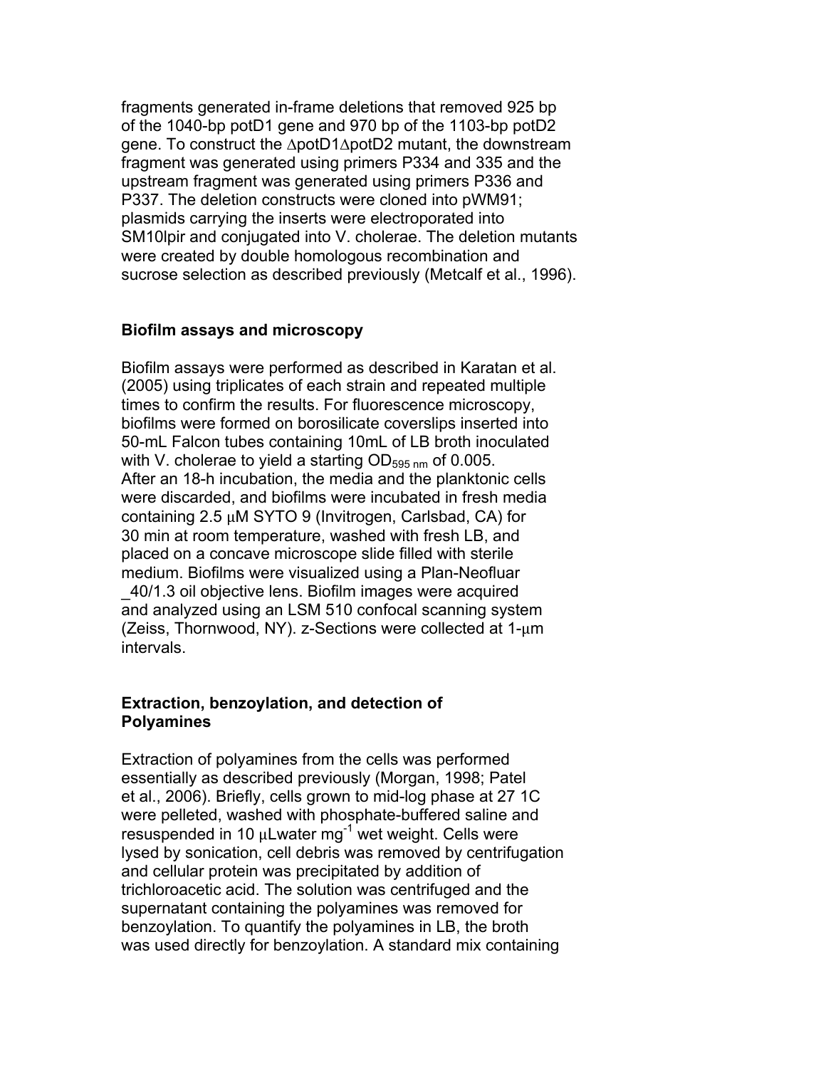fragments generated in-frame deletions that removed 925 bp of the 1040-bp potD1 gene and 970 bp of the 1103-bp potD2 gene. To construct the ΔpotD1ΔpotD2 mutant, the downstream fragment was generated using primers P334 and 335 and the upstream fragment was generated using primers P336 and P337. The deletion constructs were cloned into pWM91; plasmids carrying the inserts were electroporated into SM10lpir and conjugated into V. cholerae. The deletion mutants were created by double homologous recombination and sucrose selection as described previously (Metcalf et al., 1996).

## Biofilm assays and microscopy

Biofilm assays were performed as described in Karatan et al. (2005) using triplicates of each strain and repeated multiple times to confirm the results. For fluorescence microscopy, biofilms were formed on borosilicate coverslips inserted into 50-mL Falcon tubes containing 10mL of LB broth inoculated with V. cholerae to yield a starting $OD_{595\ nm}$ of 0.005. After an 18-h incubation, the media and the planktonic cells were discarded, and biofilms were incubated in fresh media containing 2.5 μM SYTO 9 (Invitrogen, Carlsbad, CA) for 30 min at room temperature, washed with fresh LB, and placed on a concave microscope slide filled with sterile medium. Biofilms were visualized using a Plan-Neofluar _40/1.3 oil objective lens. Biofilm images were acquired and analyzed using an LSM 510 confocal scanning system (Zeiss, Thornwood, NY). z-Sections were collected at 1-μm intervals.

## Extraction, benzoylation, and detection of Polyamines

Extraction of polyamines from the cells was performed essentially as described previously (Morgan, 1998; Patel et al., 2006). Briefly, cells grown to mid-log phase at 27 1C were pelleted, washed with phosphate-buffered saline and resuspended in 10 μLwater $mg^{-1}$ wet weight. Cells were lysed by sonication, cell debris was removed by centrifugation and cellular protein was precipitated by addition of trichloroacetic acid. The solution was centrifuged and the supernatant containing the polyamines was removed for benzoylation. To quantify the polyamines in LB, the broth was used directly for benzoylation. A standard mix containing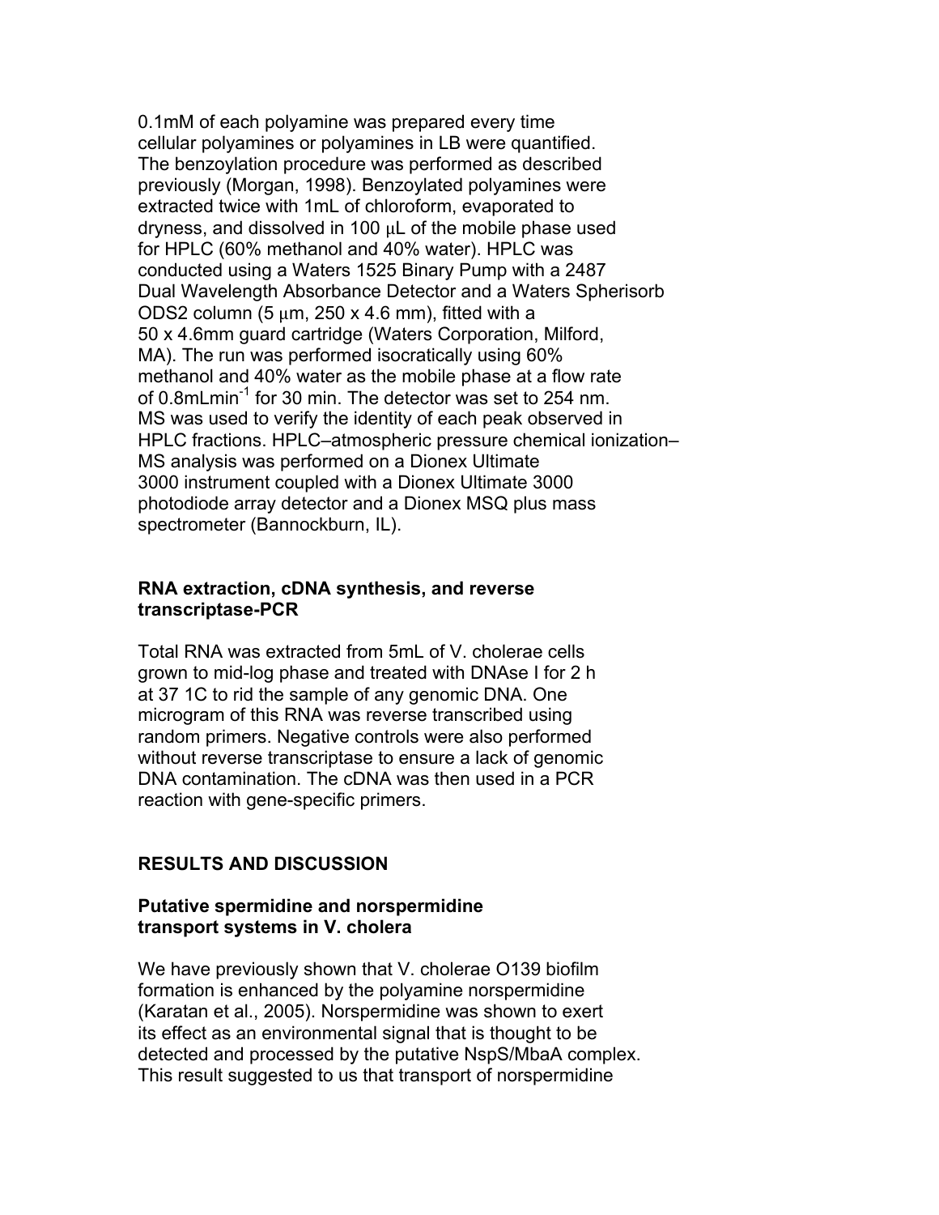0.1mM of each polyamine was prepared every time cellular polyamines or polyamines in LB were quantified. The benzoylation procedure was performed as described previously (Morgan, 1998). Benzoylated polyamines were extracted twice with 1mL of chloroform, evaporated to dryness, and dissolved in 100 μL of the mobile phase used for HPLC (60% methanol and 40% water). HPLC was conducted using a Waters 1525 Binary Pump with a 2487 Dual Wavelength Absorbance Detector and a Waters Spherisorb ODS2 column (5 μm, 250 x 4.6 mm), fitted with a 50 x 4.6mm guard cartridge (Waters Corporation, Milford, MA). The run was performed isocratically using 60% methanol and 40% water as the mobile phase at a flow rate of $0.8 mL min^{-1}$ for 30 min. The detector was set to 254 nm. MS was used to verify the identity of each peak observed in HPLC fractions. HPLC–atmospheric pressure chemical ionization–MS analysis was performed on a Dionex Ultimate 3000 instrument coupled with a Dionex Ultimate 3000 photodiode array detector and a Dionex MSQ plus mass spectrometer (Bannockburn, IL).

### RNA extraction, cDNA synthesis, and reverse transcriptase-PCR

Total RNA was extracted from 5mL of V. cholerae cells grown to mid-log phase and treated with DNAse I for 2 h at 37 1C to rid the sample of any genomic DNA. One microgram of this RNA was reverse transcribed using random primers. Negative controls were also performed without reverse transcriptase to ensure a lack of genomic DNA contamination. The cDNA was then used in a PCR reaction with gene-specific primers.

## RESULTS AND DISCUSSION

### Putative spermidine and norspermidine transport systems in V. cholera

We have previously shown that V. cholerae O139 biofilm formation is enhanced by the polyamine norspermidine (Karatan et al., 2005). Norspermidine was shown to exert its effect as an environmental signal that is thought to be detected and processed by the putative NspS/MbaA complex. This result suggested to us that transport of norspermidine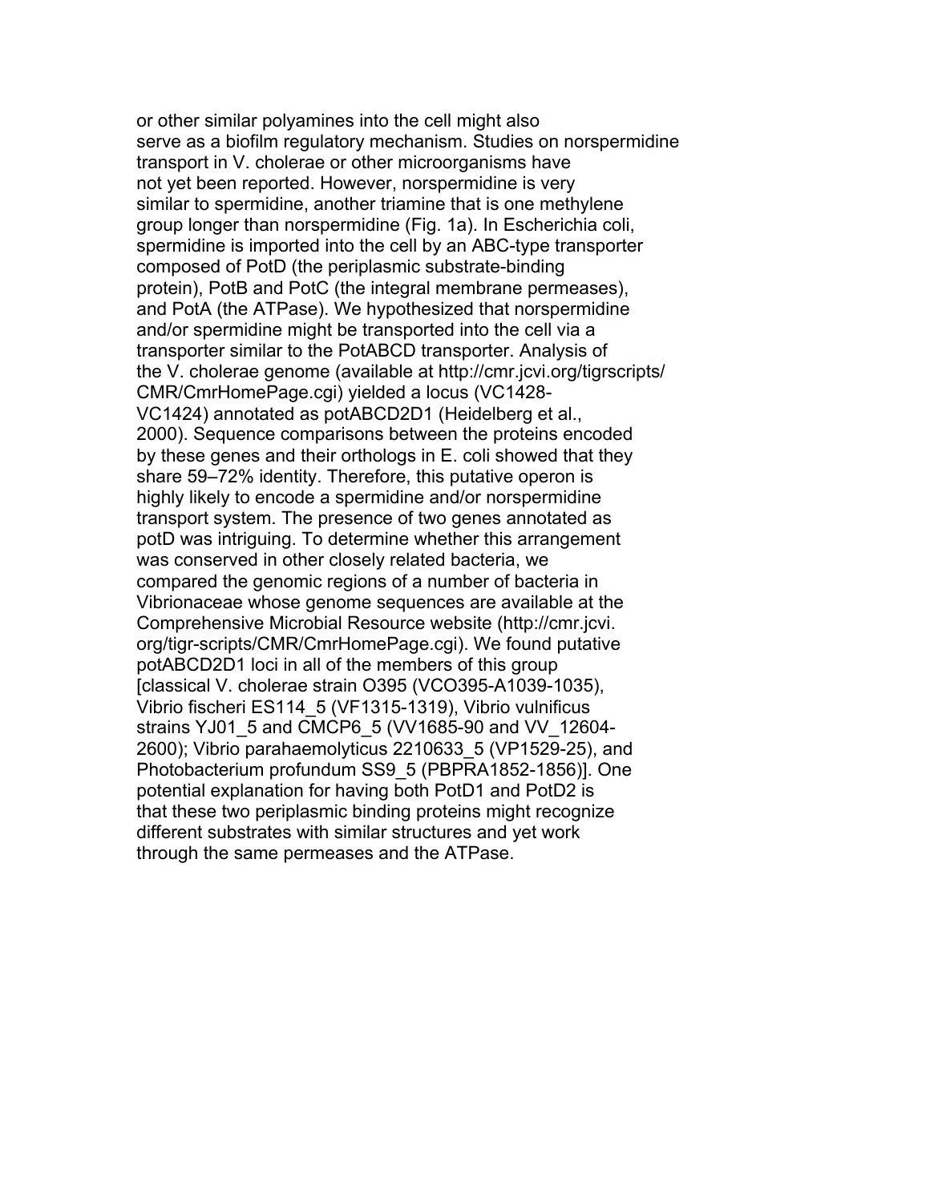or other similar polyamines into the cell might also serve as a biofilm regulatory mechanism. Studies on norspermidine transport in V. cholerae or other microorganisms have not yet been reported. However, norspermidine is very similar to spermidine, another triamine that is one methylene group longer than norspermidine (Fig. 1a). In Escherichia coli, spermidine is imported into the cell by an ABC-type transporter composed of PotD (the periplasmic substrate-binding protein), PotB and PotC (the integral membrane permeases), and PotA (the ATPase). We hypothesized that norspermidine and/or spermidine might be transported into the cell via a transporter similar to the PotABCD transporter. Analysis of the V. cholerae genome (available at http://cmr.jcvi.org/tigrscripts/CMR/CmrHomePage.cgi) yielded a locus (VC1428-VC1424) annotated as potABCD2D1 (Heidelberg et al., 2000). Sequence comparisons between the proteins encoded by these genes and their orthologs in E. coli showed that they share 59–72% identity. Therefore, this putative operon is highly likely to encode a spermidine and/or norspermidine transport system. The presence of two genes annotated as potD was intriguing. To determine whether this arrangement was conserved in other closely related bacteria, we compared the genomic regions of a number of bacteria in Vibrionaceae whose genome sequences are available at the Comprehensive Microbial Resource website (http://cmr.jcvi.org/tigr-scripts/CMR/CmrHomePage.cgi). We found putative potABCD2D1 loci in all of the members of this group [classical V. cholerae strain O395 (VCO395-A1039-1035), Vibrio fischeri ES114_5 (VF1315-1319), Vibrio vulnificus strains YJ01_5 and CMCP6_5 (VV1685-90 and VV_12604-2600); Vibrio parahaemolyticus 2210633_5 (VP1529-25), and Photobacterium profundum SS9_5 (PBPRA1852-1856)]. One potential explanation for having both PotD1 and PotD2 is that these two periplasmic binding proteins might recognize different substrates with similar structures and yet work through the same permeases and the ATPase.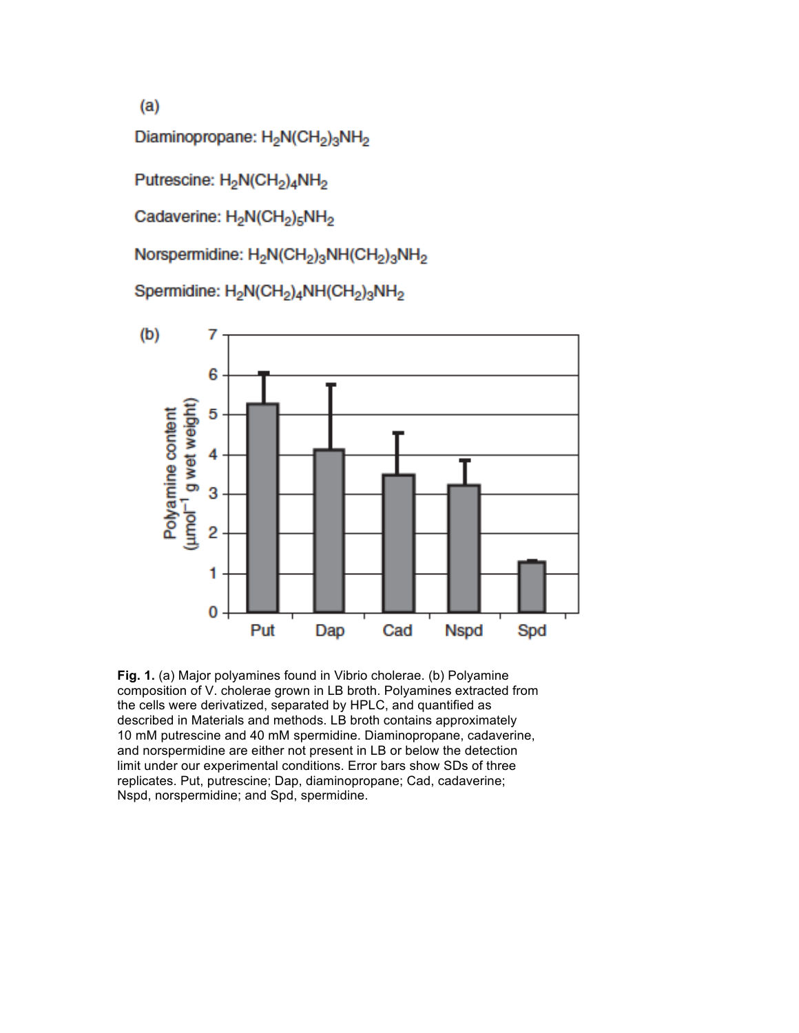(a)

Diaminopropane: $H_2N(CH_2)_3NH_2$

Putrescine: $H_2N(CH_2)_4NH_2$

Cadaverine: $H_2N(CH_2)_5NH_2$

Norspermidine: $H_2N(CH_2)_3NH(CH_2)_3NH_2$

Spermidine: $H_2N(CH_2)_4NH(CH_2)_3NH_2$

(b)

**Fig. 1.** (a) Major polyamines found in Vibrio cholerae. (b) Polyamine composition of V. cholerae grown in LB broth. Polyamines extracted from the cells were derivatized, separated by HPLC, and quantified as described in Materials and methods. LB broth contains approximately 10 mM putrescine and 40 mM spermidine. Diaminopropane, cadaverine, and norspermidine are either not present in LB or below the detection limit under our experimental conditions. Error bars show SDs of three replicates. Put, putrescine; Dap, diaminopropane; Cad, cadaverine; Nspd, norspermidine; and Spd, spermidine.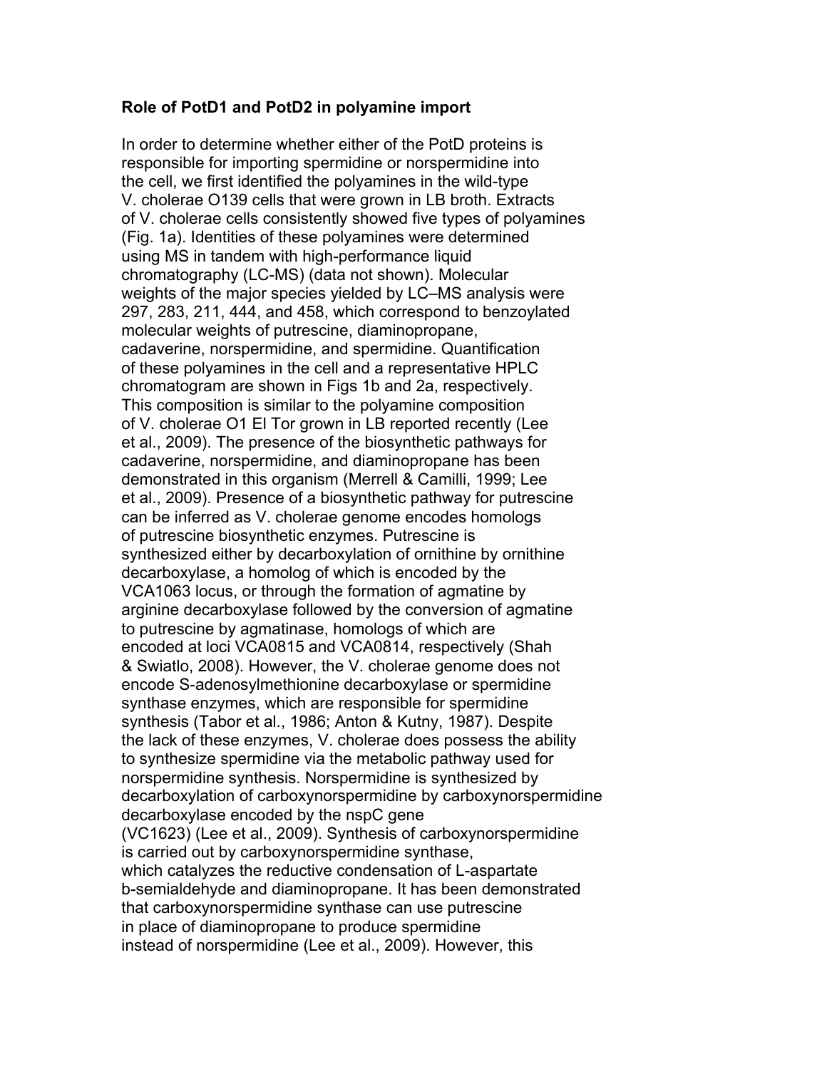## Role of PotD1 and PotD2 in polyamine import

In order to determine whether either of the PotD proteins is responsible for importing spermidine or norspermidine into the cell, we first identified the polyamines in the wild-type V. cholerae O139 cells that were grown in LB broth. Extracts of V. cholerae cells consistently showed five types of polyamines (Fig. 1a). Identities of these polyamines were determined using MS in tandem with high-performance liquid chromatography (LC-MS) (data not shown). Molecular weights of the major species yielded by LC–MS analysis were 297, 283, 211, 444, and 458, which correspond to benzoylated molecular weights of putrescine, diaminopropane, cadaverine, norspermidine, and spermidine. Quantification of these polyamines in the cell and a representative HPLC chromatogram are shown in Figs 1b and 2a, respectively. This composition is similar to the polyamine composition of V. cholerae O1 El Tor grown in LB reported recently (Lee et al., 2009). The presence of the biosynthetic pathways for cadaverine, norspermidine, and diaminopropane has been demonstrated in this organism (Merrell & Camilli, 1999; Lee et al., 2009). Presence of a biosynthetic pathway for putrescine can be inferred as V. cholerae genome encodes homologs of putrescine biosynthetic enzymes. Putrescine is synthesized either by decarboxylation of ornithine by ornithine decarboxylase, a homolog of which is encoded by the VCA1063 locus, or through the formation of agmatine by arginine decarboxylase followed by the conversion of agmatine to putrescine by agmatinase, homologs of which are encoded at loci VCA0815 and VCA0814, respectively (Shah & Swiatlo, 2008). However, the V. cholerae genome does not encode S-adenosylmethionine decarboxylase or spermidine synthase enzymes, which are responsible for spermidine synthesis (Tabor et al., 1986; Anton & Kutny, 1987). Despite the lack of these enzymes, V. cholerae does possess the ability to synthesize spermidine via the metabolic pathway used for norspermidine synthesis. Norspermidine is synthesized by decarboxylation of carboxynorspermidine by carboxynorspermidine decarboxylase encoded by the nspC gene (VC1623) (Lee et al., 2009). Synthesis of carboxynorspermidine is carried out by carboxynorspermidine synthase, which catalyzes the reductive condensation of L-aspartate b-semialdehyde and diaminopropane. It has been demonstrated that carboxynorspermidine synthase can use putrescine in place of diaminopropane to produce spermidine instead of norspermidine (Lee et al., 2009). However, this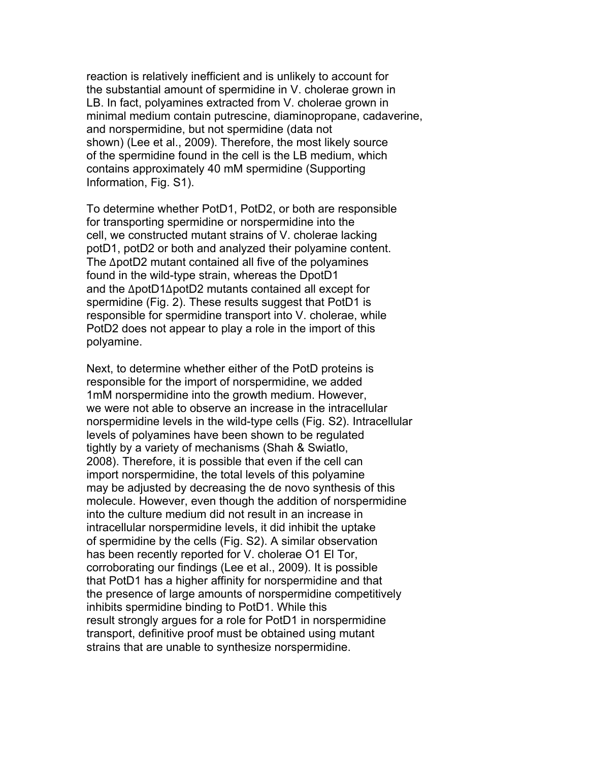reaction is relatively inefficient and is unlikely to account for the substantial amount of spermidine in V. cholerae grown in LB. In fact, polyamines extracted from V. cholerae grown in minimal medium contain putrescine, diaminopropane, cadaverine, and norspermidine, but not spermidine (data not shown) (Lee et al., 2009). Therefore, the most likely source of the spermidine found in the cell is the LB medium, which contains approximately 40 mM spermidine (Supporting Information, Fig. S1).

To determine whether PotD1, PotD2, or both are responsible for transporting spermidine or norspermidine into the cell, we constructed mutant strains of V. cholerae lacking potD1, potD2 or both and analyzed their polyamine content. The ΔpotD2 mutant contained all five of the polyamines found in the wild-type strain, whereas the DpotD1 and the ΔpotD1ΔpotD2 mutants contained all except for spermidine (Fig. 2). These results suggest that PotD1 is responsible for spermidine transport into V. cholerae, while PotD2 does not appear to play a role in the import of this polyamine.

Next, to determine whether either of the PotD proteins is responsible for the import of norspermidine, we added 1mM norspermidine into the growth medium. However, we were not able to observe an increase in the intracellular norspermidine levels in the wild-type cells (Fig. S2). Intracellular levels of polyamines have been shown to be regulated tightly by a variety of mechanisms (Shah & Swiatlo, 2008). Therefore, it is possible that even if the cell can import norspermidine, the total levels of this polyamine may be adjusted by decreasing the de novo synthesis of this molecule. However, even though the addition of norspermidine into the culture medium did not result in an increase in intracellular norspermidine levels, it did inhibit the uptake of spermidine by the cells (Fig. S2). A similar observation has been recently reported for V. cholerae O1 El Tor, corroborating our findings (Lee et al., 2009). It is possible that PotD1 has a higher affinity for norspermidine and that the presence of large amounts of norspermidine competitively inhibits spermidine binding to PotD1. While this result strongly argues for a role for PotD1 in norspermidine transport, definitive proof must be obtained using mutant strains that are unable to synthesize norspermidine.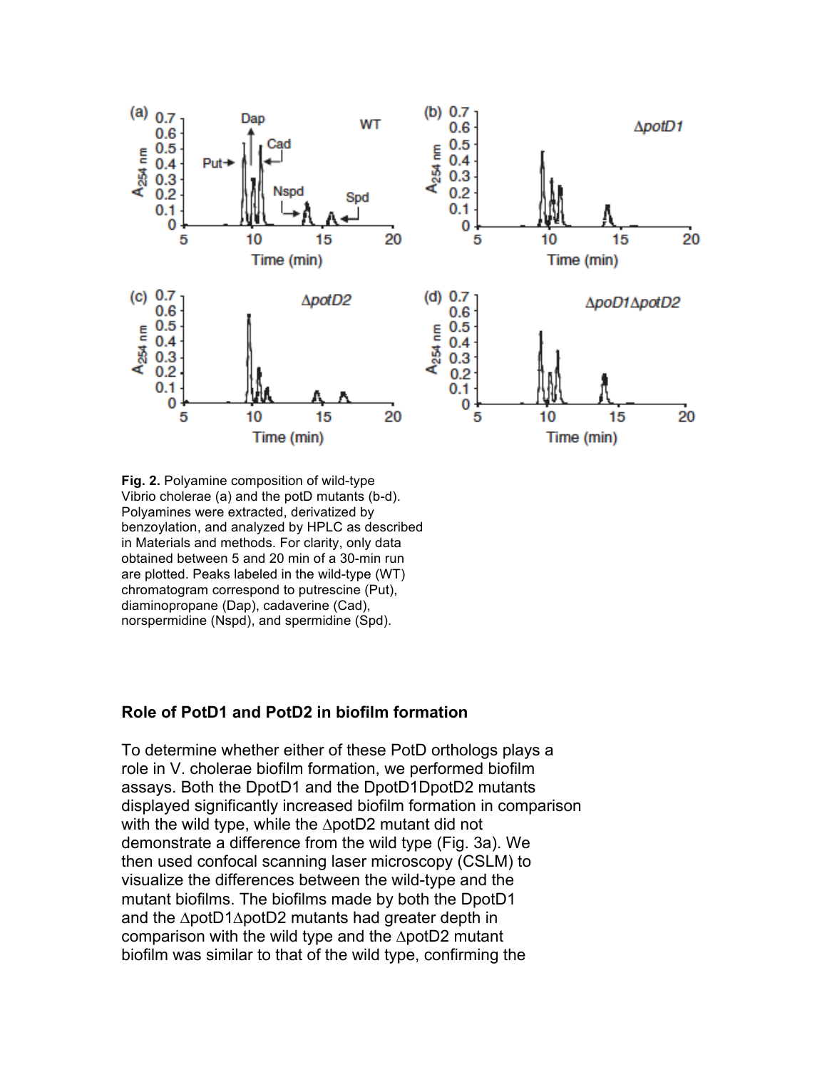**Fig. 2.** Polyamine composition of wild-type Vibrio cholerae (a) and the potD mutants (b-d). Polyamines were extracted, derivatized by benzoylation, and analyzed by HPLC as described in Materials and methods. For clarity, only data obtained between 5 and 20 min of a 30-min run are plotted. Peaks labeled in the wild-type (WT) chromatogram correspond to putrescine (Put), diaminopropane (Dap), cadaverine (Cad), norspermidine (Nspd), and spermidine (Spd).

## Role of PotD1 and PotD2 in biofilm formation

To determine whether either of these PotD orthologs plays a role in V. cholerae biofilm formation, we performed biofilm assays. Both the DpotD1 and the DpotD1DpotD2 mutants displayed significantly increased biofilm formation in comparison with the wild type, while the ∆potD2 mutant did not demonstrate a difference from the wild type (Fig. 3a). We then used confocal scanning laser microscopy (CSLM) to visualize the differences between the wild-type and the mutant biofilms. The biofilms made by both the DpotD1 and the ∆potD1∆potD2 mutants had greater depth in comparison with the wild type and the ∆potD2 mutant biofilm was similar to that of the wild type, confirming the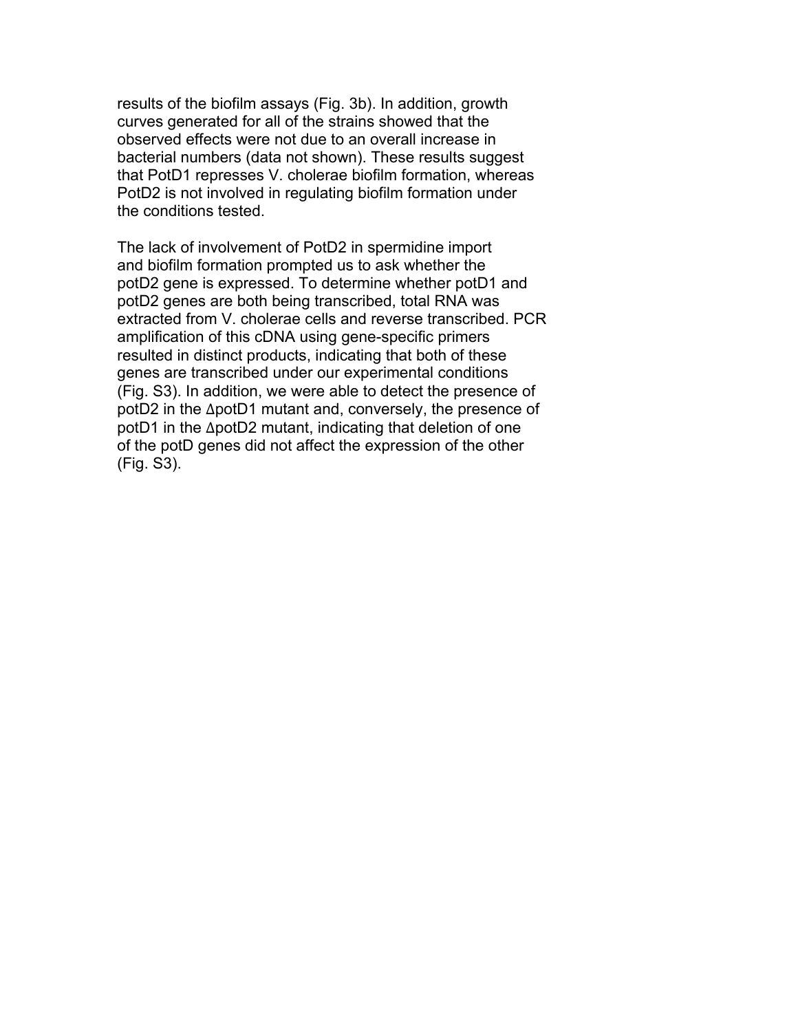results of the biofilm assays (Fig. 3b). In addition, growth curves generated for all of the strains showed that the observed effects were not due to an overall increase in bacterial numbers (data not shown). These results suggest that PotD1 represses V. cholerae biofilm formation, whereas PotD2 is not involved in regulating biofilm formation under the conditions tested.

The lack of involvement of PotD2 in spermidine import and biofilm formation prompted us to ask whether the potD2 gene is expressed. To determine whether potD1 and potD2 genes are both being transcribed, total RNA was extracted from V. cholerae cells and reverse transcribed. PCR amplification of this cDNA using gene-specific primers resulted in distinct products, indicating that both of these genes are transcribed under our experimental conditions (Fig. S3). In addition, we were able to detect the presence of potD2 in the ΔpotD1 mutant and, conversely, the presence of potD1 in the ΔpotD2 mutant, indicating that deletion of one of the potD genes did not affect the expression of the other (Fig. S3).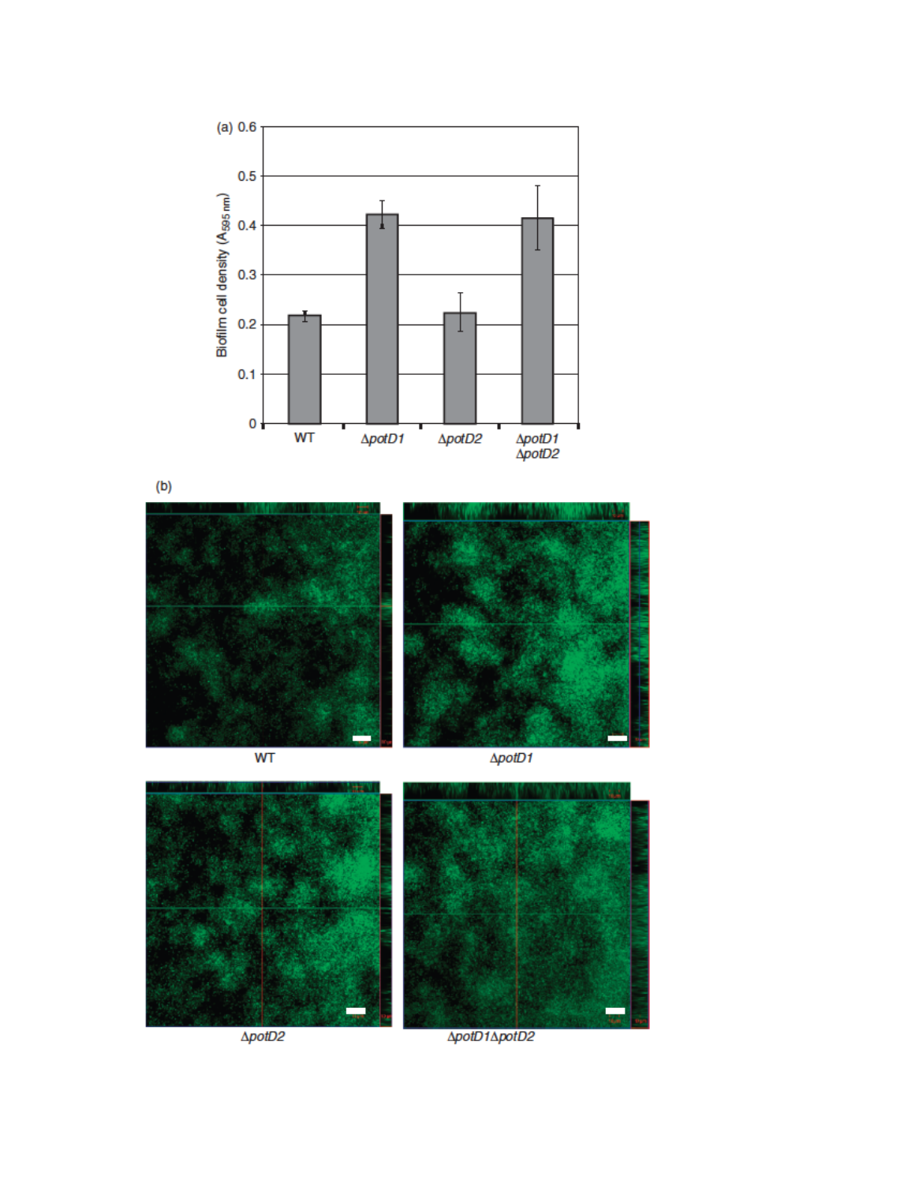(a)

Biofilm cell density ($A_{595\ nm}$)

0.6
0.5
0.4
0.3
0.2
0.1
0

WT | Δ*potD1* | Δ*potD2* | Δ*potD1* Δ*potD2*

(b)

WT

Δ*potD1*

Δ*potD2*

Δ*potD1*Δ*potD2*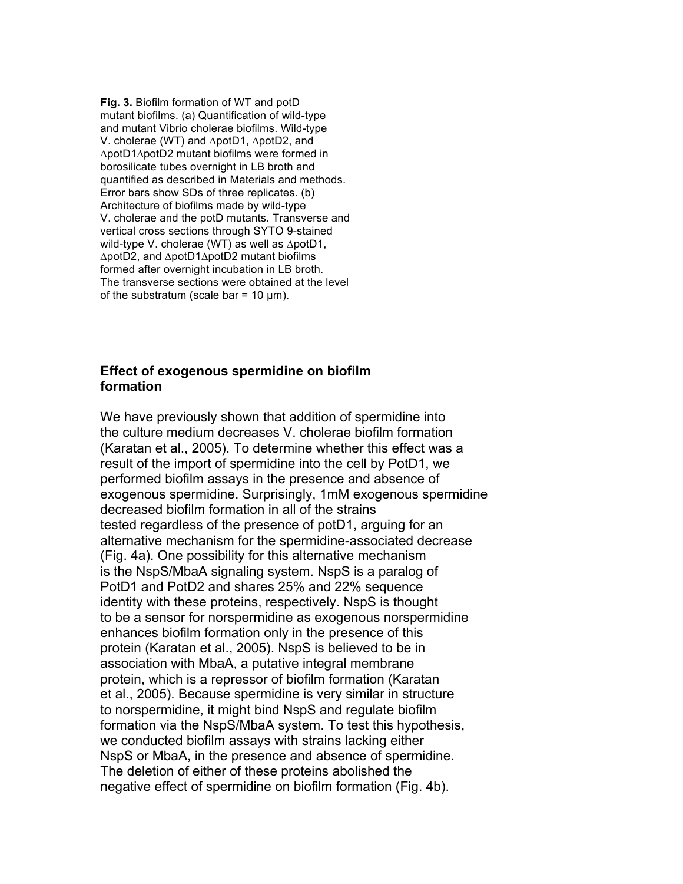**Fig. 3.** Biofilm formation of WT and potD mutant biofilms. (a) Quantification of wild-type and mutant Vibrio cholerae biofilms. Wild-type V. cholerae (WT) and ∆potD1, ∆potD2, and ∆potD1∆potD2 mutant biofilms were formed in borosilicate tubes overnight in LB broth and quantified as described in Materials and methods. Error bars show SDs of three replicates. (b) Architecture of biofilms made by wild-type V. cholerae and the potD mutants. Transverse and vertical cross sections through SYTO 9-stained wild-type V. cholerae (WT) as well as ∆potD1, ∆potD2, and ∆potD1∆potD2 mutant biofilms formed after overnight incubation in LB broth. The transverse sections were obtained at the level of the substratum (scale bar = 10 μm).

## Effect of exogenous spermidine on biofilm formation

We have previously shown that addition of spermidine into the culture medium decreases V. cholerae biofilm formation (Karatan et al., 2005). To determine whether this effect was a result of the import of spermidine into the cell by PotD1, we performed biofilm assays in the presence and absence of exogenous spermidine. Surprisingly, 1mM exogenous spermidine decreased biofilm formation in all of the strains tested regardless of the presence of potD1, arguing for an alternative mechanism for the spermidine-associated decrease (Fig. 4a). One possibility for this alternative mechanism is the NspS/MbaA signaling system. NspS is a paralog of PotD1 and PotD2 and shares 25% and 22% sequence identity with these proteins, respectively. NspS is thought to be a sensor for norspermidine as exogenous norspermidine enhances biofilm formation only in the presence of this protein (Karatan et al., 2005). NspS is believed to be in association with MbaA, a putative integral membrane protein, which is a repressor of biofilm formation (Karatan et al., 2005). Because spermidine is very similar in structure to norspermidine, it might bind NspS and regulate biofilm formation via the NspS/MbaA system. To test this hypothesis, we conducted biofilm assays with strains lacking either NspS or MbaA, in the presence and absence of spermidine. The deletion of either of these proteins abolished the negative effect of spermidine on biofilm formation (Fig. 4b).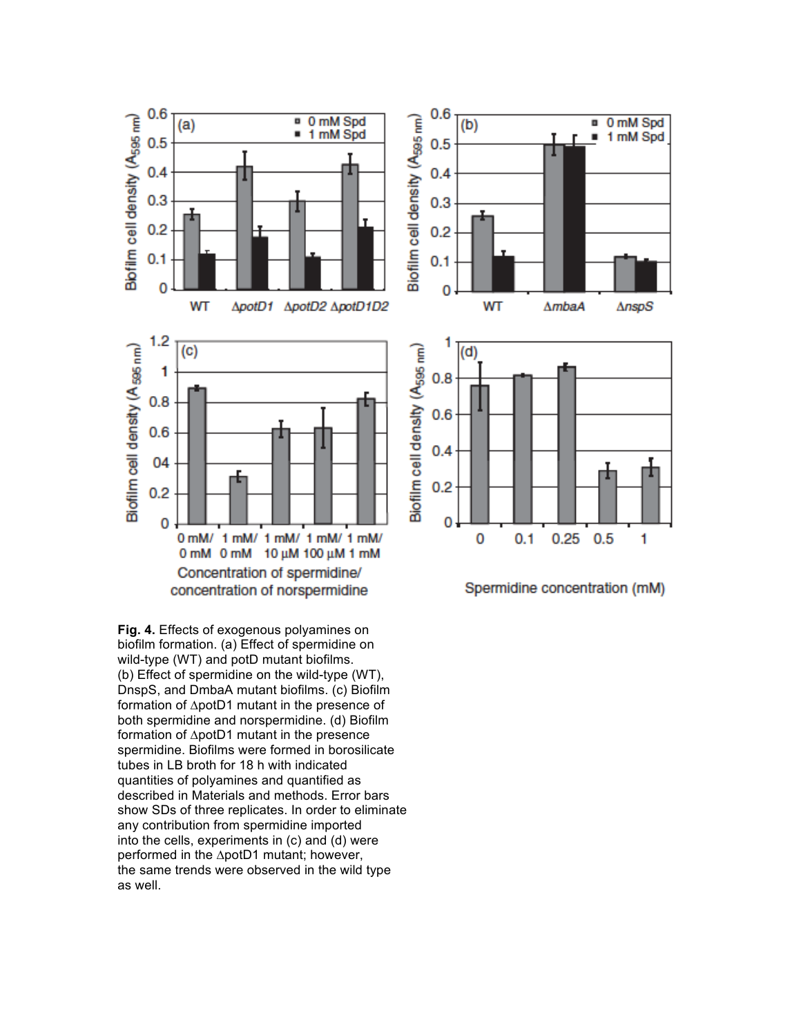**Fig. 4.** Effects of exogenous polyamines on biofilm formation. (a) Effect of spermidine on wild-type (WT) and potD mutant biofilms. (b) Effect of spermidine on the wild-type (WT), DnspS, and DmbaA mutant biofilms. (c) Biofilm formation of ΔpotD1 mutant in the presence of both spermidine and norspermidine. (d) Biofilm formation of ΔpotD1 mutant in the presence spermidine. Biofilms were formed in borosilicate tubes in LB broth for 18 h with indicated quantities of polyamines and quantified as described in Materials and methods. Error bars show SDs of three replicates. In order to eliminate any contribution from spermidine imported into the cells, experiments in (c) and (d) were performed in the ΔpotD1 mutant; however, the same trends were observed in the wild type as well.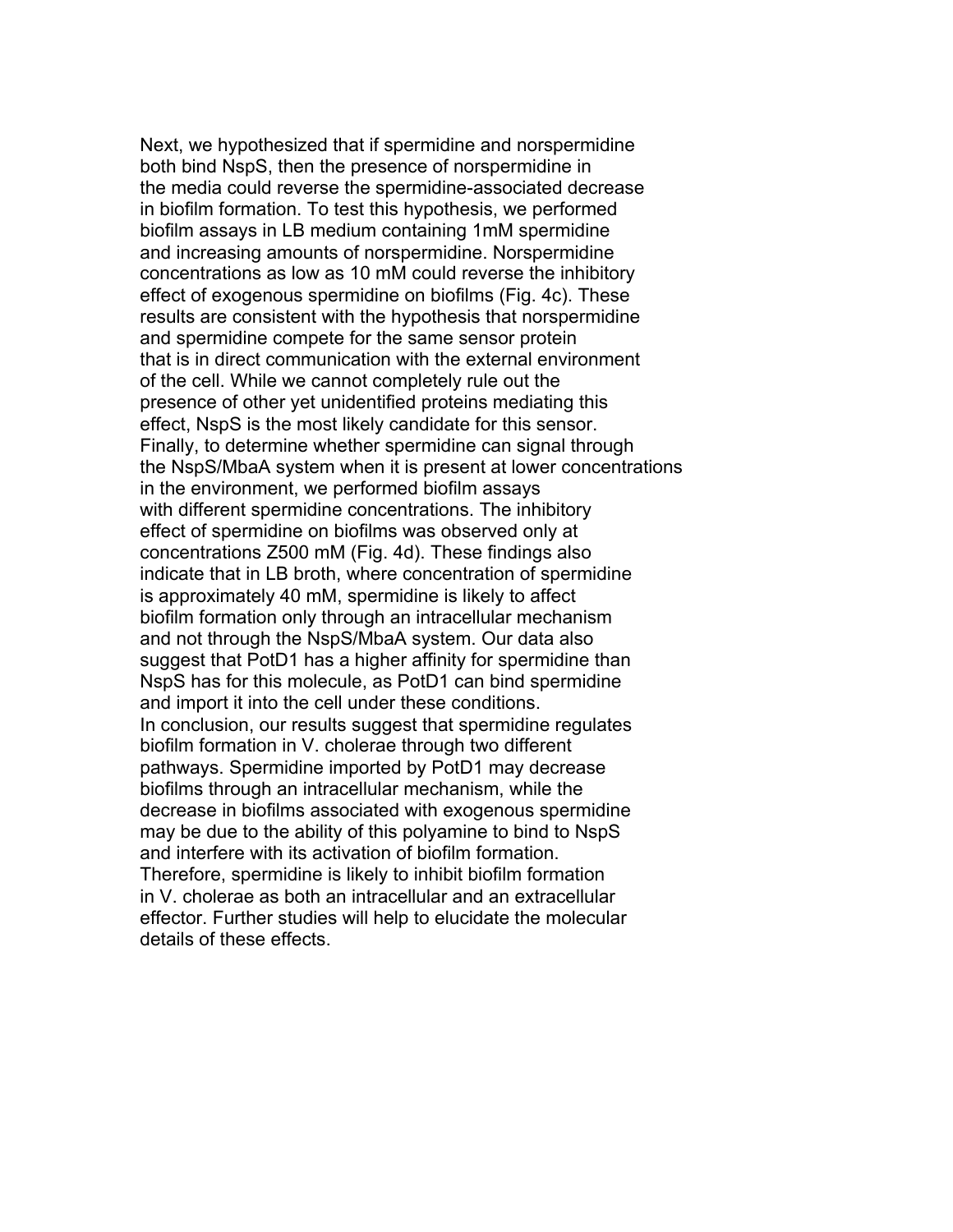Next, we hypothesized that if spermidine and norspermidine both bind NspS, then the presence of norspermidine in the media could reverse the spermidine-associated decrease in biofilm formation. To test this hypothesis, we performed biofilm assays in LB medium containing 1mM spermidine and increasing amounts of norspermidine. Norspermidine concentrations as low as 10 mM could reverse the inhibitory effect of exogenous spermidine on biofilms (Fig. 4c). These results are consistent with the hypothesis that norspermidine and spermidine compete for the same sensor protein that is in direct communication with the external environment of the cell. While we cannot completely rule out the presence of other yet unidentified proteins mediating this effect, NspS is the most likely candidate for this sensor. Finally, to determine whether spermidine can signal through the NspS/MbaA system when it is present at lower concentrations in the environment, we performed biofilm assays with different spermidine concentrations. The inhibitory effect of spermidine on biofilms was observed only at concentrations Z500 mM (Fig. 4d). These findings also indicate that in LB broth, where concentration of spermidine is approximately 40 mM, spermidine is likely to affect biofilm formation only through an intracellular mechanism and not through the NspS/MbaA system. Our data also suggest that PotD1 has a higher affinity for spermidine than NspS has for this molecule, as PotD1 can bind spermidine and import it into the cell under these conditions.

In conclusion, our results suggest that spermidine regulates biofilm formation in V. cholerae through two different pathways. Spermidine imported by PotD1 may decrease biofilms through an intracellular mechanism, while the decrease in biofilms associated with exogenous spermidine may be due to the ability of this polyamine to bind to NspS and interfere with its activation of biofilm formation. Therefore, spermidine is likely to inhibit biofilm formation in V. cholerae as both an intracellular and an extracellular effector. Further studies will help to elucidate the molecular details of these effects.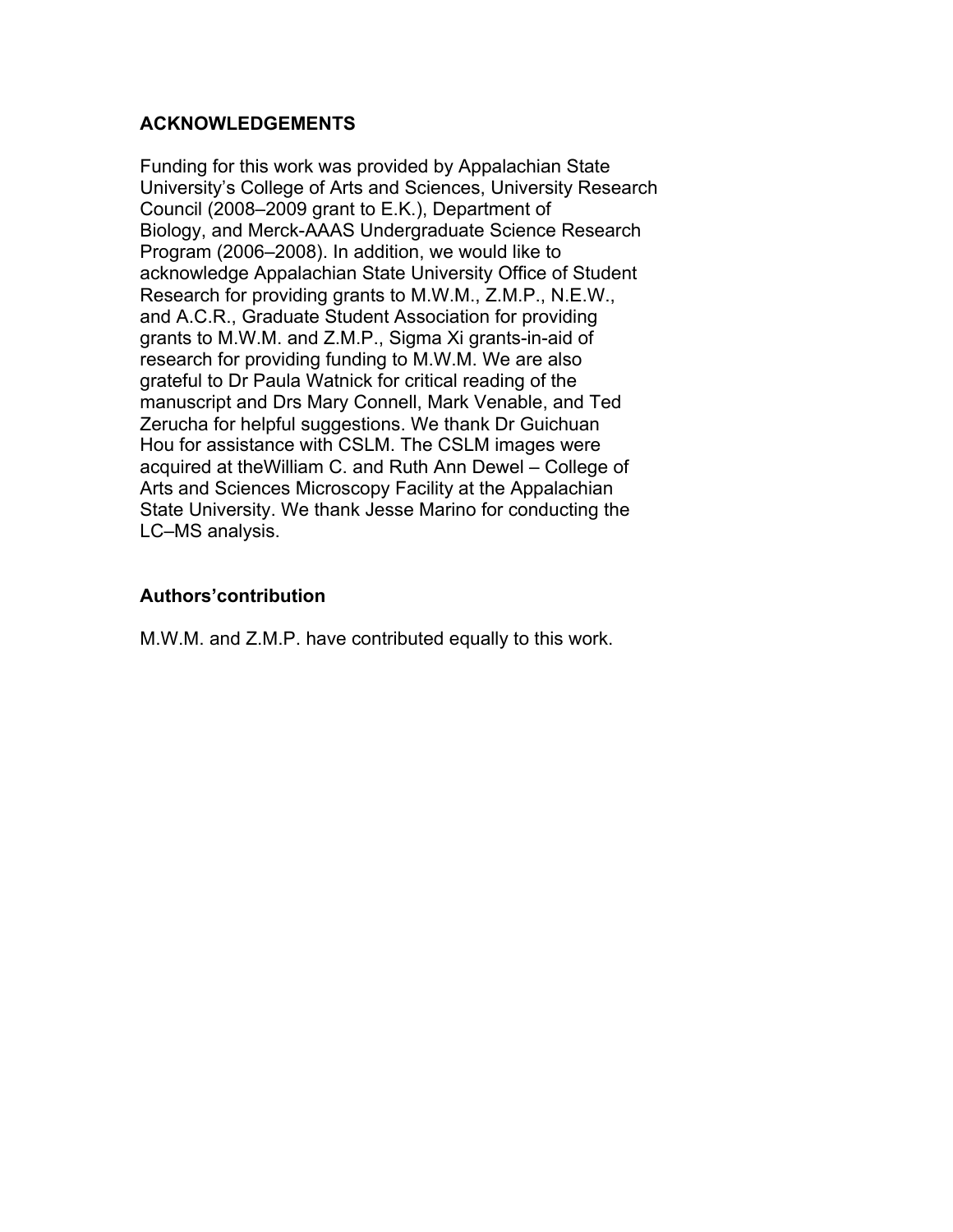## ACKNOWLEDGEMENTS

Funding for this work was provided by Appalachian State University's College of Arts and Sciences, University Research Council (2008–2009 grant to E.K.), Department of Biology, and Merck-AAAS Undergraduate Science Research Program (2006–2008). In addition, we would like to acknowledge Appalachian State University Office of Student Research for providing grants to M.W.M., Z.M.P., N.E.W., and A.C.R., Graduate Student Association for providing grants to M.W.M. and Z.M.P., Sigma Xi grants-in-aid of research for providing funding to M.W.M. We are also grateful to Dr Paula Watnick for critical reading of the manuscript and Drs Mary Connell, Mark Venable, and Ted Zerucha for helpful suggestions. We thank Dr Guichuan Hou for assistance with CSLM. The CSLM images were acquired at theWilliam C. and Ruth Ann Dewel – College of Arts and Sciences Microscopy Facility at the Appalachian State University. We thank Jesse Marino for conducting the LC–MS analysis.

## Authors'contribution

M.W.M. and Z.M.P. have contributed equally to this work.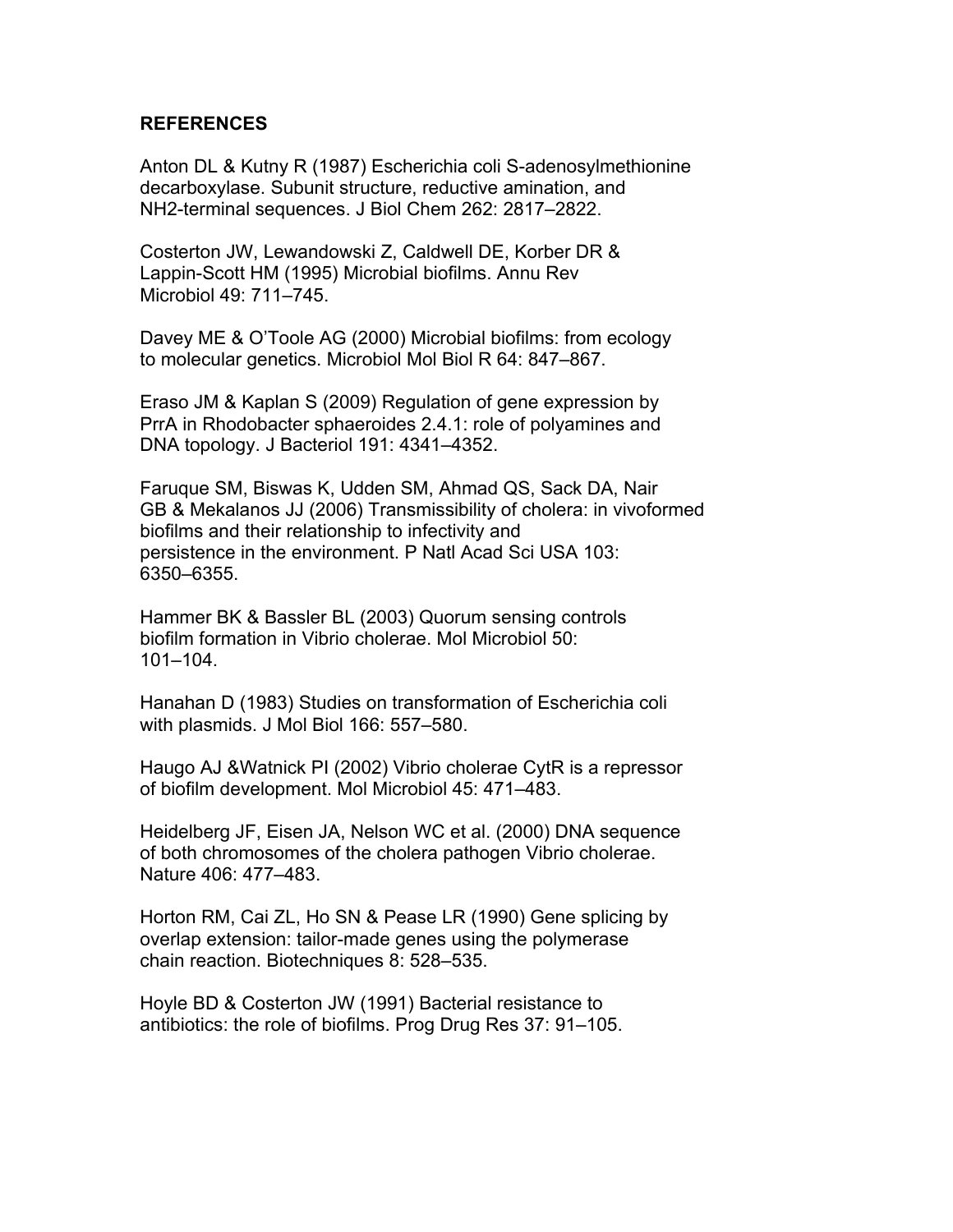## REFERENCES

Anton DL & Kutny R (1987) Escherichia coli S-adenosylmethionine decarboxylase. Subunit structure, reductive amination, and NH2-terminal sequences. J Biol Chem 262: 2817–2822.

Costerton JW, Lewandowski Z, Caldwell DE, Korber DR & Lappin-Scott HM (1995) Microbial biofilms. Annu Rev Microbiol 49: 711–745.

Davey ME & O'Toole AG (2000) Microbial biofilms: from ecology to molecular genetics. Microbiol Mol Biol R 64: 847–867.

Eraso JM & Kaplan S (2009) Regulation of gene expression by PrrA in Rhodobacter sphaeroides 2.4.1: role of polyamines and DNA topology. J Bacteriol 191: 4341–4352.

Faruque SM, Biswas K, Udden SM, Ahmad QS, Sack DA, Nair GB & Mekalanos JJ (2006) Transmissibility of cholera: in vivoformed biofilms and their relationship to infectivity and persistence in the environment. P Natl Acad Sci USA 103: 6350–6355.

Hammer BK & Bassler BL (2003) Quorum sensing controls biofilm formation in Vibrio cholerae. Mol Microbiol 50: 101–104.

Hanahan D (1983) Studies on transformation of Escherichia coli with plasmids. J Mol Biol 166: 557–580.

Haugo AJ &Watnick PI (2002) Vibrio cholerae CytR is a repressor of biofilm development. Mol Microbiol 45: 471–483.

Heidelberg JF, Eisen JA, Nelson WC et al. (2000) DNA sequence of both chromosomes of the cholera pathogen Vibrio cholerae. Nature 406: 477–483.

Horton RM, Cai ZL, Ho SN & Pease LR (1990) Gene splicing by overlap extension: tailor-made genes using the polymerase chain reaction. Biotechniques 8: 528–535.

Hoyle BD & Costerton JW (1991) Bacterial resistance to antibiotics: the role of biofilms. Prog Drug Res 37: 91–105.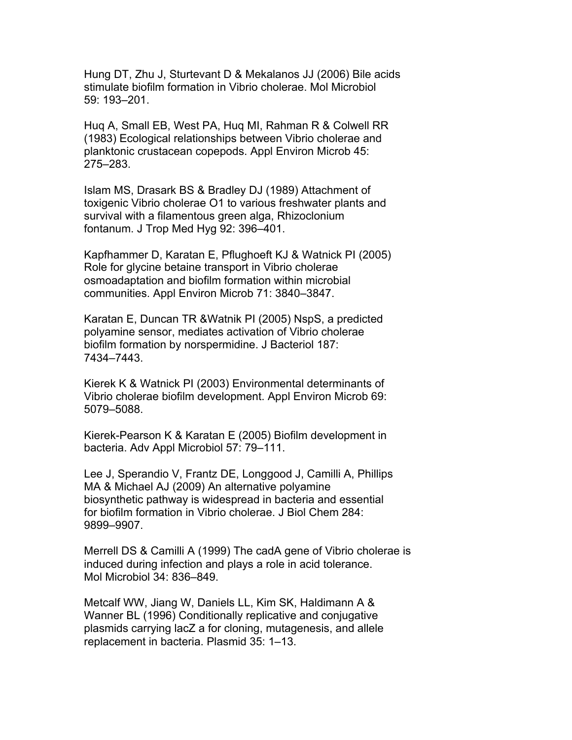Hung DT, Zhu J, Sturtevant D & Mekalanos JJ (2006) Bile acids stimulate biofilm formation in Vibrio cholerae. Mol Microbiol 59: 193–201.

Huq A, Small EB, West PA, Huq MI, Rahman R & Colwell RR (1983) Ecological relationships between Vibrio cholerae and planktonic crustacean copepods. Appl Environ Microb 45: 275–283.

Islam MS, Drasark BS & Bradley DJ (1989) Attachment of toxigenic Vibrio cholerae O1 to various freshwater plants and survival with a filamentous green alga, Rhizoclonium fontanum. J Trop Med Hyg 92: 396–401.

Kapfhammer D, Karatan E, Pflughoeft KJ & Watnick PI (2005) Role for glycine betaine transport in Vibrio cholerae osmoadaptation and biofilm formation within microbial communities. Appl Environ Microb 71: 3840–3847.

Karatan E, Duncan TR &Watnik PI (2005) NspS, a predicted polyamine sensor, mediates activation of Vibrio cholerae biofilm formation by norspermidine. J Bacteriol 187: 7434–7443.

Kierek K & Watnick PI (2003) Environmental determinants of Vibrio cholerae biofilm development. Appl Environ Microb 69: 5079–5088.

Kierek-Pearson K & Karatan E (2005) Biofilm development in bacteria. Adv Appl Microbiol 57: 79–111.

Lee J, Sperandio V, Frantz DE, Longgood J, Camilli A, Phillips MA & Michael AJ (2009) An alternative polyamine biosynthetic pathway is widespread in bacteria and essential for biofilm formation in Vibrio cholerae. J Biol Chem 284: 9899–9907.

Merrell DS & Camilli A (1999) The cadA gene of Vibrio cholerae is induced during infection and plays a role in acid tolerance. Mol Microbiol 34: 836–849.

Metcalf WW, Jiang W, Daniels LL, Kim SK, Haldimann A & Wanner BL (1996) Conditionally replicative and conjugative plasmids carrying lacZ a for cloning, mutagenesis, and allele replacement in bacteria. Plasmid 35: 1–13.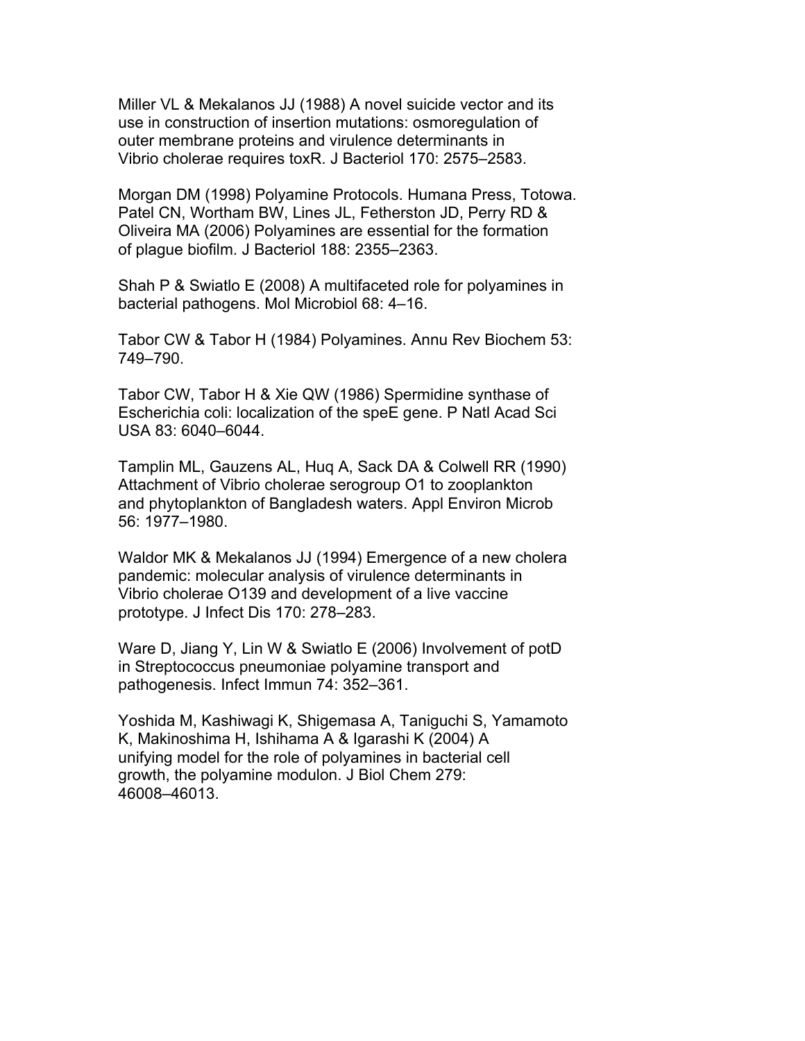Miller VL & Mekalanos JJ (1988) A novel suicide vector and its use in construction of insertion mutations: osmoregulation of outer membrane proteins and virulence determinants in Vibrio cholerae requires toxR. J Bacteriol 170: 2575–2583.

Morgan DM (1998) Polyamine Protocols. Humana Press, Totowa.

Patel CN, Wortham BW, Lines JL, Fetherston JD, Perry RD & Oliveira MA (2006) Polyamines are essential for the formation of plague biofilm. J Bacteriol 188: 2355–2363.

Shah P & Swiatlo E (2008) A multifaceted role for polyamines in bacterial pathogens. Mol Microbiol 68: 4–16.

Tabor CW & Tabor H (1984) Polyamines. Annu Rev Biochem 53: 749–790.

Tabor CW, Tabor H & Xie QW (1986) Spermidine synthase of Escherichia coli: localization of the speE gene. P Natl Acad Sci USA 83: 6040–6044.

Tamplin ML, Gauzens AL, Huq A, Sack DA & Colwell RR (1990) Attachment of Vibrio cholerae serogroup O1 to zooplankton and phytoplankton of Bangladesh waters. Appl Environ Microb 56: 1977–1980.

Waldor MK & Mekalanos JJ (1994) Emergence of a new cholera pandemic: molecular analysis of virulence determinants in Vibrio cholerae O139 and development of a live vaccine prototype. J Infect Dis 170: 278–283.

Ware D, Jiang Y, Lin W & Swiatlo E (2006) Involvement of potD in Streptococcus pneumoniae polyamine transport and pathogenesis. Infect Immun 74: 352–361.

Yoshida M, Kashiwagi K, Shigemasa A, Taniguchi S, Yamamoto K, Makinoshima H, Ishihama A & Igarashi K (2004) A unifying model for the role of polyamines in bacterial cell growth, the polyamine modulon. J Biol Chem 279: 46008–46013.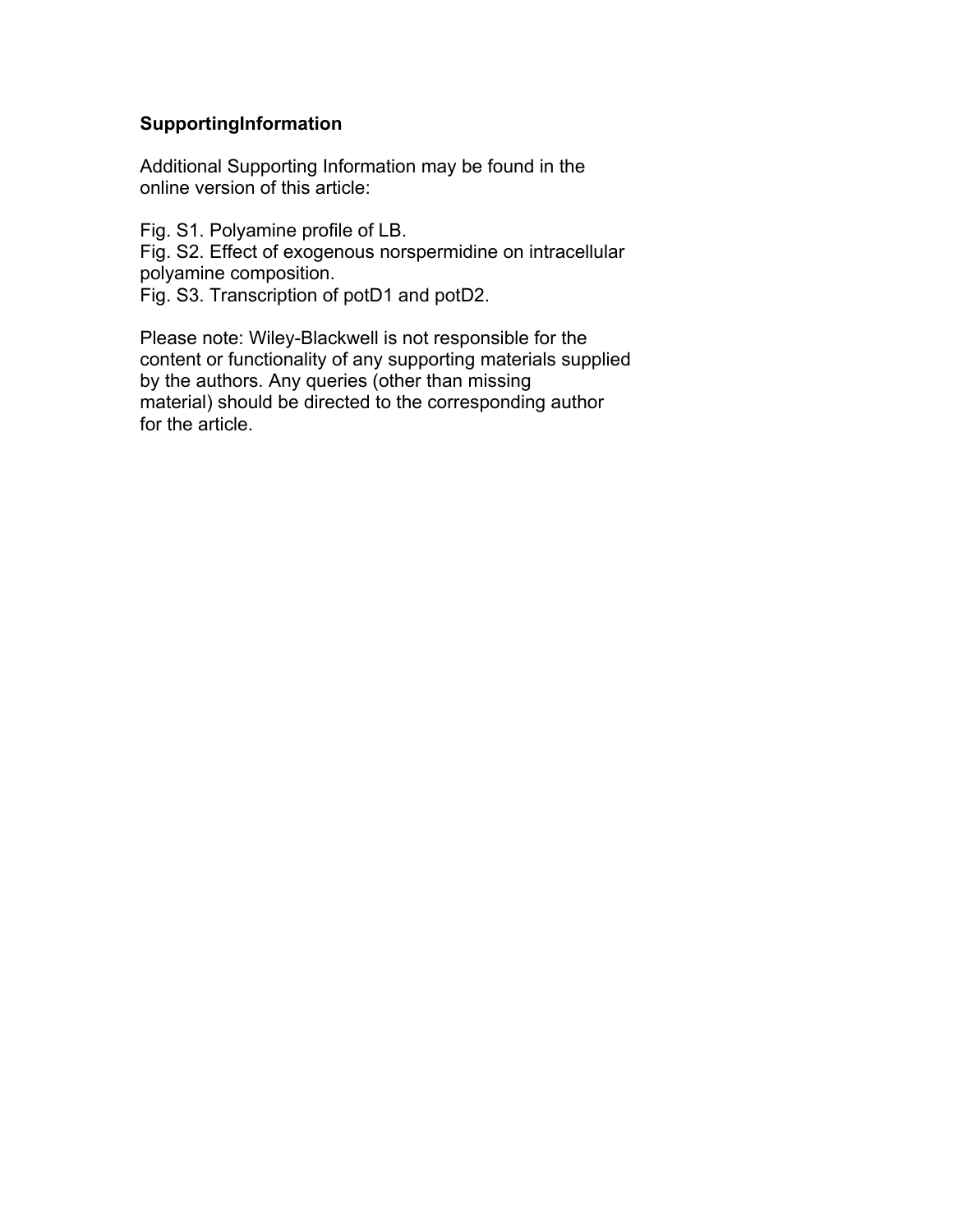**SupportingInformation**

Additional Supporting Information may be found in the online version of this article:

Fig. S1. Polyamine profile of LB.
Fig. S2. Effect of exogenous norspermidine on intracellular polyamine composition.
Fig. S3. Transcription of potD1 and potD2.

Please note: Wiley-Blackwell is not responsible for the content or functionality of any supporting materials supplied by the authors. Any queries (other than missing material) should be directed to the corresponding author for the article.